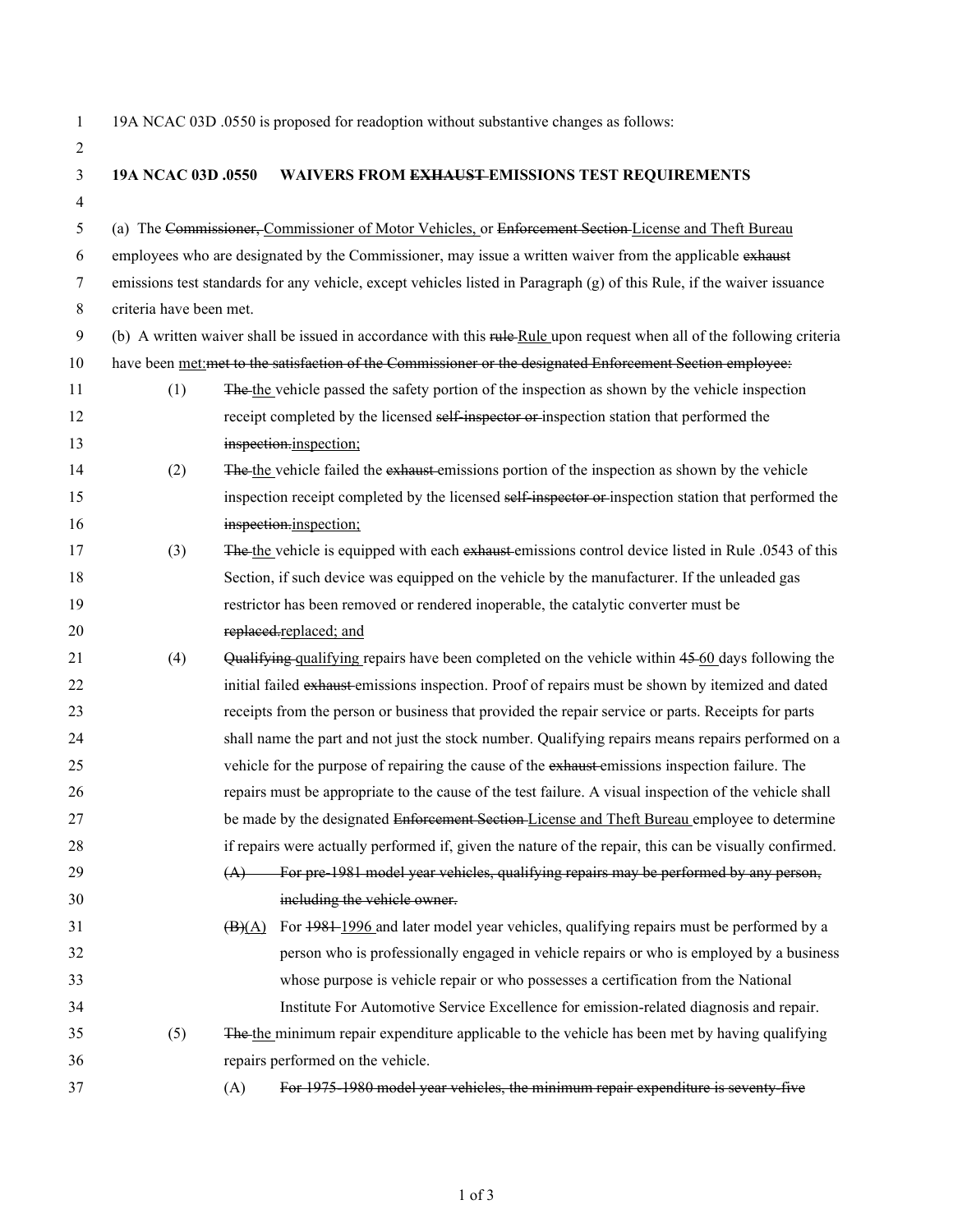19A NCAC 03D .0550 is proposed for readoption without substantive changes as follows:

**19A NCAC 03D .0550 WAIVERS FROM ~~EXHAUST~~ EMISSIONS TEST REQUIREMENTS**

(a) The ~~Commissioner,~~ <u>Commissioner of Motor Vehicles,</u> or ~~Enforcement Section~~ <u>License and Theft Bureau</u> employees who are designated by the Commissioner, may issue a written waiver from the applicable ~~exhaust~~ emissions test standards for any vehicle, except vehicles listed in Paragraph (g) of this Rule, if the waiver issuance criteria have been met.

(b) A written waiver shall be issued in accordance with this ~~rule~~ <u>Rule</u> upon request when all of the following criteria have been <u>met:</u>~~met to the satisfaction of the Commissioner or the designated Enforcement Section employee:~~

(1) ~~The~~ <u>the</u> vehicle passed the safety portion of the inspection as shown by the vehicle inspection receipt completed by the licensed ~~self-inspector or~~ inspection station that performed the ~~inspection.~~<u>inspection;</u>

(2) ~~The~~ <u>the</u> vehicle failed the ~~exhaust~~ emissions portion of the inspection as shown by the vehicle inspection receipt completed by the licensed ~~self-inspector or~~ inspection station that performed the ~~inspection.~~<u>inspection;</u>

(3) ~~The~~ <u>the</u> vehicle is equipped with each ~~exhaust~~ emissions control device listed in Rule .0543 of this Section, if such device was equipped on the vehicle by the manufacturer. If the unleaded gas restrictor has been removed or rendered inoperable, the catalytic converter must be ~~replaced.~~<u>replaced; and</u>

(4) ~~Qualifying~~ <u>qualifying</u> repairs have been completed on the vehicle within ~~45~~ <u>60</u> days following the initial failed ~~exhaust~~ emissions inspection. Proof of repairs must be shown by itemized and dated receipts from the person or business that provided the repair service or parts. Receipts for parts shall name the part and not just the stock number. Qualifying repairs means repairs performed on a vehicle for the purpose of repairing the cause of the ~~exhaust~~ emissions inspection failure. The repairs must be appropriate to the cause of the test failure. A visual inspection of the vehicle shall be made by the designated ~~Enforcement Section~~ <u>License and Theft Bureau</u> employee to determine if repairs were actually performed if, given the nature of the repair, this can be visually confirmed.

~~(A) For pre-1981 model year vehicles, qualifying repairs may be performed by any person, including the vehicle owner.~~

~~(B)~~<u>(A)</u> For ~~1981~~ <u>1996</u> and later model year vehicles, qualifying repairs must be performed by a person who is professionally engaged in vehicle repairs or who is employed by a business whose purpose is vehicle repair or who possesses a certification from the National Institute For Automotive Service Excellence for emission-related diagnosis and repair.

(5) ~~The~~ <u>the</u> minimum repair expenditure applicable to the vehicle has been met by having qualifying repairs performed on the vehicle.

(A) ~~For 1975-1980 model year vehicles, the minimum repair expenditure is seventy-five~~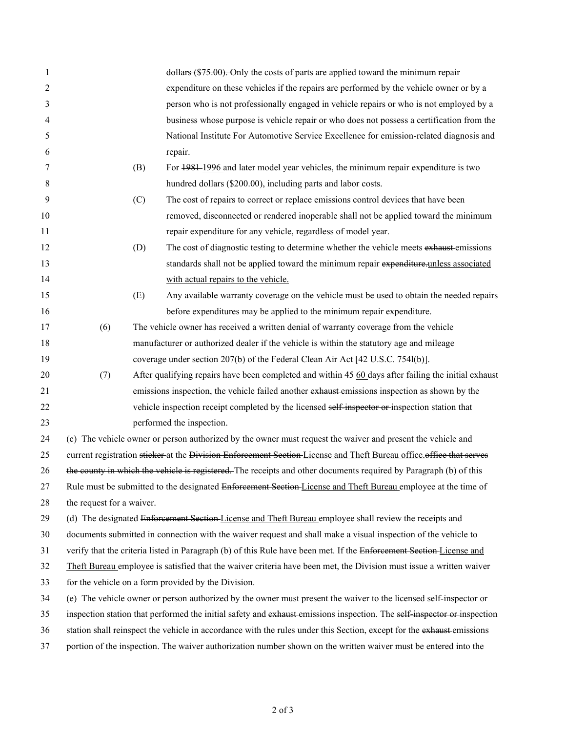~~dollars ($75.00).~~ Only the costs of parts are applied toward the minimum repair expenditure on these vehicles if the repairs are performed by the vehicle owner or by a person who is not professionally engaged in vehicle repairs or who is not employed by a business whose purpose is vehicle repair or who does not possess a certification from the National Institute For Automotive Service Excellence for emission-related diagnosis and repair.

(B) For ~~1981~~ 1996 and later model year vehicles, the minimum repair expenditure is two hundred dollars ($200.00), including parts and labor costs.

(C) The cost of repairs to correct or replace emissions control devices that have been removed, disconnected or rendered inoperable shall not be applied toward the minimum repair expenditure for any vehicle, regardless of model year.

(D) The cost of diagnostic testing to determine whether the vehicle meets ~~exhaust~~ emissions standards shall not be applied toward the minimum repair ~~expenditure.~~unless associated with actual repairs to the vehicle.

(E) Any available warranty coverage on the vehicle must be used to obtain the needed repairs before expenditures may be applied to the minimum repair expenditure.

(6) The vehicle owner has received a written denial of warranty coverage from the vehicle manufacturer or authorized dealer if the vehicle is within the statutory age and mileage coverage under section 207(b) of the Federal Clean Air Act [42 U.S.C. 754l(b)].

(7) After qualifying repairs have been completed and within ~~45~~ 60 days after failing the initial ~~exhaust~~ emissions inspection, the vehicle failed another ~~exhaust~~ emissions inspection as shown by the vehicle inspection receipt completed by the licensed ~~self-inspector or~~ inspection station that performed the inspection.

(c) The vehicle owner or person authorized by the owner must request the waiver and present the vehicle and current registration ~~sticker~~ at the ~~Division Enforcement Section~~ License and Theft Bureau office.~~office that serves the county in which the vehicle is registered.~~ The receipts and other documents required by Paragraph (b) of this Rule must be submitted to the designated ~~Enforcement Section~~ License and Theft Bureau employee at the time of the request for a waiver.

(d) The designated ~~Enforcement Section~~ License and Theft Bureau employee shall review the receipts and documents submitted in connection with the waiver request and shall make a visual inspection of the vehicle to verify that the criteria listed in Paragraph (b) of this Rule have been met. If the ~~Enforcement Section~~ License and Theft Bureau employee is satisfied that the waiver criteria have been met, the Division must issue a written waiver for the vehicle on a form provided by the Division.

(e) The vehicle owner or person authorized by the owner must present the waiver to the licensed self-inspector or inspection station that performed the initial safety and ~~exhaust~~ emissions inspection. The ~~self-inspector or~~ inspection station shall reinspect the vehicle in accordance with the rules under this Section, except for the ~~exhaust~~ emissions portion of the inspection. The waiver authorization number shown on the written waiver must be entered into the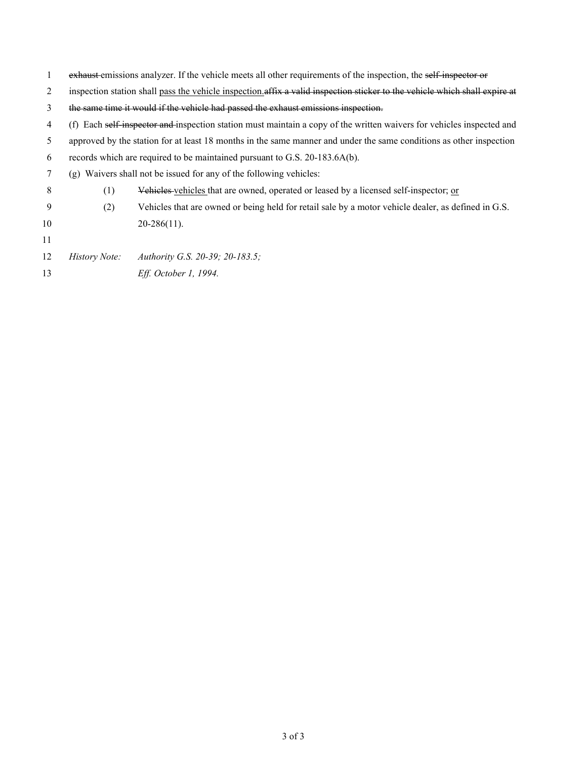~~exhaust~~ emissions analyzer. If the vehicle meets all other requirements of the inspection, the ~~self-inspector or~~ inspection station shall <u>pass the vehicle inspection.</u>~~affix a valid inspection sticker to the vehicle which shall expire at the same time it would if the vehicle had passed the exhaust emissions inspection.~~

(f) Each ~~self-inspector and~~ inspection station must maintain a copy of the written waivers for vehicles inspected and approved by the station for at least 18 months in the same manner and under the same conditions as other inspection records which are required to be maintained pursuant to G.S. 20-183.6A(b).

(g) Waivers shall not be issued for any of the following vehicles:

(1) ~~Vehicles~~ <u>vehicles</u> that are owned, operated or leased by a licensed self-inspector; <u>or</u>

(2) Vehicles that are owned or being held for retail sale by a motor vehicle dealer, as defined in G.S. 20-286(11).

*History Note: Authority G.S. 20-39; 20-183.5;*
*Eff. October 1, 1994.*